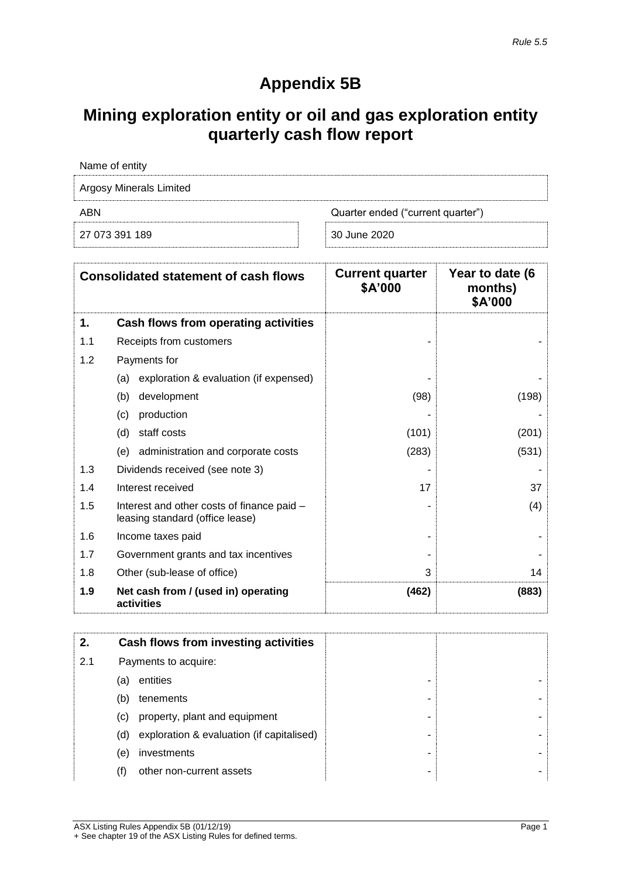*Rule 5.5*

# Appendix 5B

## Mining exploration entity or oil and gas exploration entity quarterly cash flow report

Name of entity

Argosy Minerals Limited

| ABN | Quarter ended ("current quarter") |
|---|---|
| 27 073 391 189 | 30 June 2020 |

| | Consolidated statement of cash flows | Current quarter \$A'000 | Year to date (6 months) \$A'000 |
|---|---|---|---|
| **1.** | **Cash flows from operating activities** | | |
| 1.1 | Receipts from customers | - | - |
| 1.2 | Payments for | | |
| | (a) exploration & evaluation (if expensed) | - | - |
| | (b) development | (98) | (198) |
| | (c) production | - | - |
| | (d) staff costs | (101) | (201) |
| | (e) administration and corporate costs | (283) | (531) |
| 1.3 | Dividends received (see note 3) | - | - |
| 1.4 | Interest received | 17 | 37 |
| 1.5 | Interest and other costs of finance paid – leasing standard (office lease) | - | (4) |
| 1.6 | Income taxes paid | - | - |
| 1.7 | Government grants and tax incentives | - | - |
| 1.8 | Other (sub-lease of office) | 3 | 14 |
| **1.9** | **Net cash from / (used in) operating activities** | **(462)** | **(883)** |

| | | | |
|---|---|---|---|
| **2.** | **Cash flows from investing activities** | | |
| 2.1 | Payments to acquire: | | |
| | (a) entities | - | - |
| | (b) tenements | - | - |
| | (c) property, plant and equipment | - | - |
| | (d) exploration & evaluation (if capitalised) | - | - |
| | (e) investments | - | - |
| | (f) other non-current assets | - | - |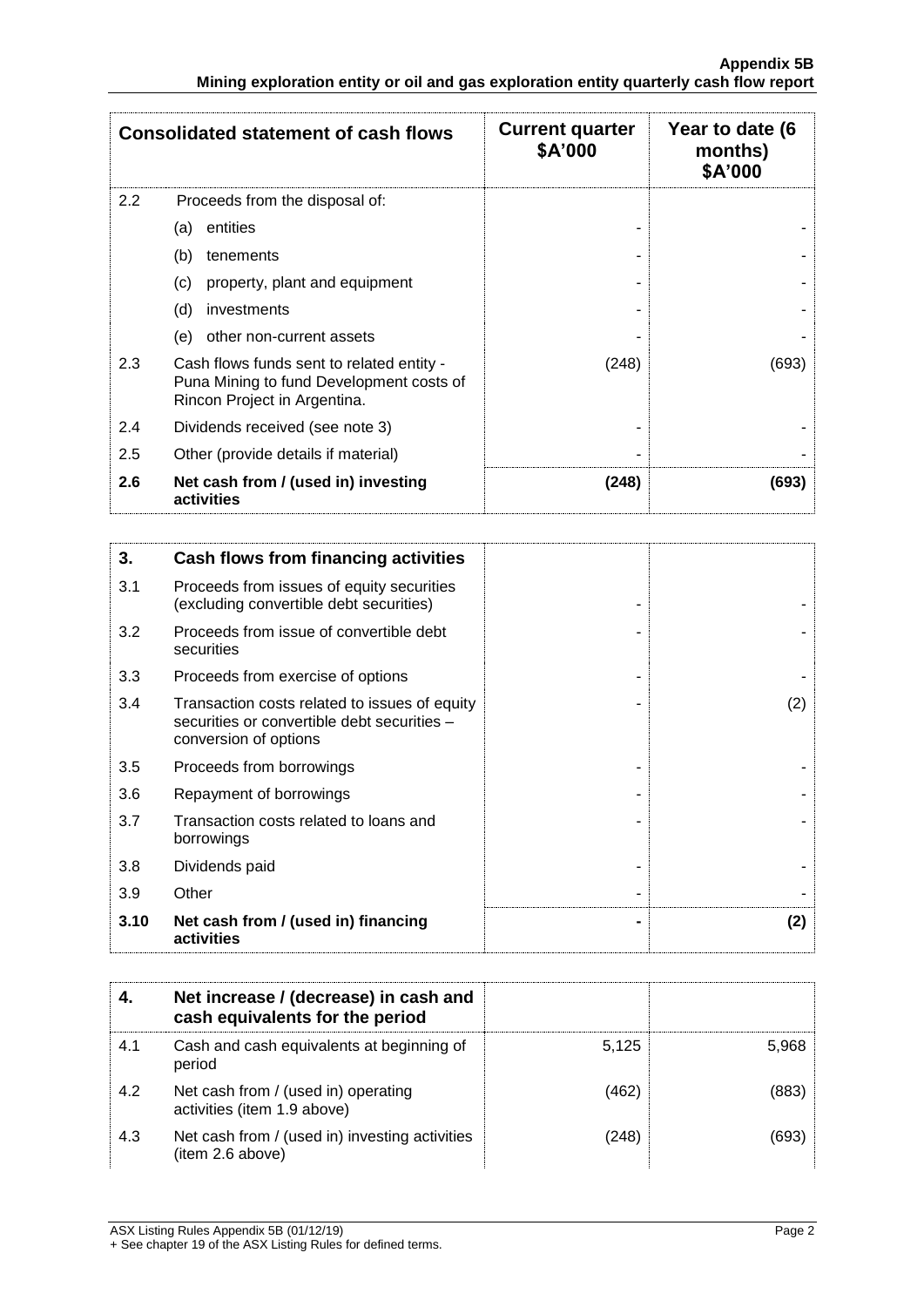| Consolidated statement of cash flows | | Current quarter $A'000 | Year to date (6 months) $A'000 |
|---|---|---|---|
| 2.2 | Proceeds from the disposal of: | | |
| | (a) entities | - | - |
| | (b) tenements | - | - |
| | (c) property, plant and equipment | - | - |
| | (d) investments | - | - |
| | (e) other non-current assets | - | - |
| 2.3 | Cash flows funds sent to related entity - Puna Mining to fund Development costs of Rincon Project in Argentina. | (248) | (693) |
| 2.4 | Dividends received (see note 3) | - | - |
| 2.5 | Other (provide details if material) | - | - |
| **2.6** | **Net cash from / (used in) investing activities** | **(248)** | **(693)** |

| | | | |
|---|---|---|---|
| **3.** | **Cash flows from financing activities** | | |
| 3.1 | Proceeds from issues of equity securities (excluding convertible debt securities) | - | - |
| 3.2 | Proceeds from issue of convertible debt securities | - | - |
| 3.3 | Proceeds from exercise of options | - | - |
| 3.4 | Transaction costs related to issues of equity securities or convertible debt securities – conversion of options | - | (2) |
| 3.5 | Proceeds from borrowings | - | - |
| 3.6 | Repayment of borrowings | - | - |
| 3.7 | Transaction costs related to loans and borrowings | - | - |
| 3.8 | Dividends paid | - | - |
| 3.9 | Other | - | - |
| **3.10** | **Net cash from / (used in) financing activities** | **-** | **(2)** |

| | | | |
|---|---|---|---|
| **4.** | **Net increase / (decrease) in cash and cash equivalents for the period** | | |
| 4.1 | Cash and cash equivalents at beginning of period | 5,125 | 5,968 |
| 4.2 | Net cash from / (used in) operating activities (item 1.9 above) | (462) | (883) |
| 4.3 | Net cash from / (used in) investing activities (item 2.6 above) | (248) | (693) |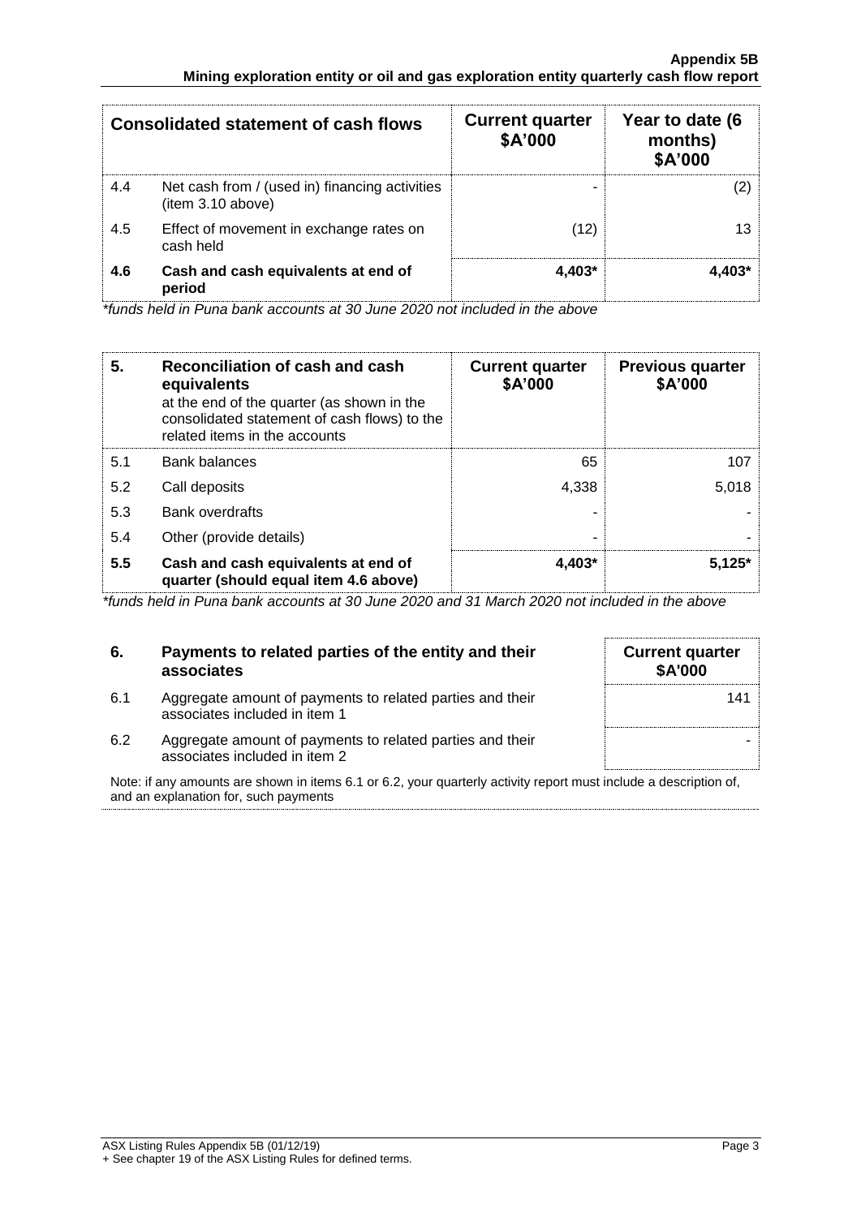| Consolidated statement of cash flows | | Current quarter \$A'000 | Year to date (6 months) \$A'000 |
|---|---|---|---|
| 4.4 | Net cash from / (used in) financing activities (item 3.10 above) | - | (2) |
| 4.5 | Effect of movement in exchange rates on cash held | (12) | 13 |
| **4.6** | **Cash and cash equivalents at end of period** | **4,403*** | **4,403*** |

*funds held in Puna bank accounts at 30 June 2020 not included in the above*

| **5.** | **Reconciliation of cash and cash equivalents** at the end of the quarter (as shown in the consolidated statement of cash flows) to the related items in the accounts | **Current quarter \$A'000** | **Previous quarter \$A'000** |
|---|---|---|---|
| 5.1 | Bank balances | 65 | 107 |
| 5.2 | Call deposits | 4,338 | 5,018 |
| 5.3 | Bank overdrafts | - | - |
| 5.4 | Other (provide details) | - | - |
| **5.5** | **Cash and cash equivalents at end of quarter (should equal item 4.6 above)** | **4,403*** | **5,125*** |

*funds held in Puna bank accounts at 30 June 2020 and 31 March 2020 not included in the above*

| **6.** | **Payments to related parties of the entity and their associates** | **Current quarter \$A'000** |
|---|---|---|
| 6.1 | Aggregate amount of payments to related parties and their associates included in item 1 | 141 |
| 6.2 | Aggregate amount of payments to related parties and their associates included in item 2 | - |

Note: if any amounts are shown in items 6.1 or 6.2, your quarterly activity report must include a description of, and an explanation for, such payments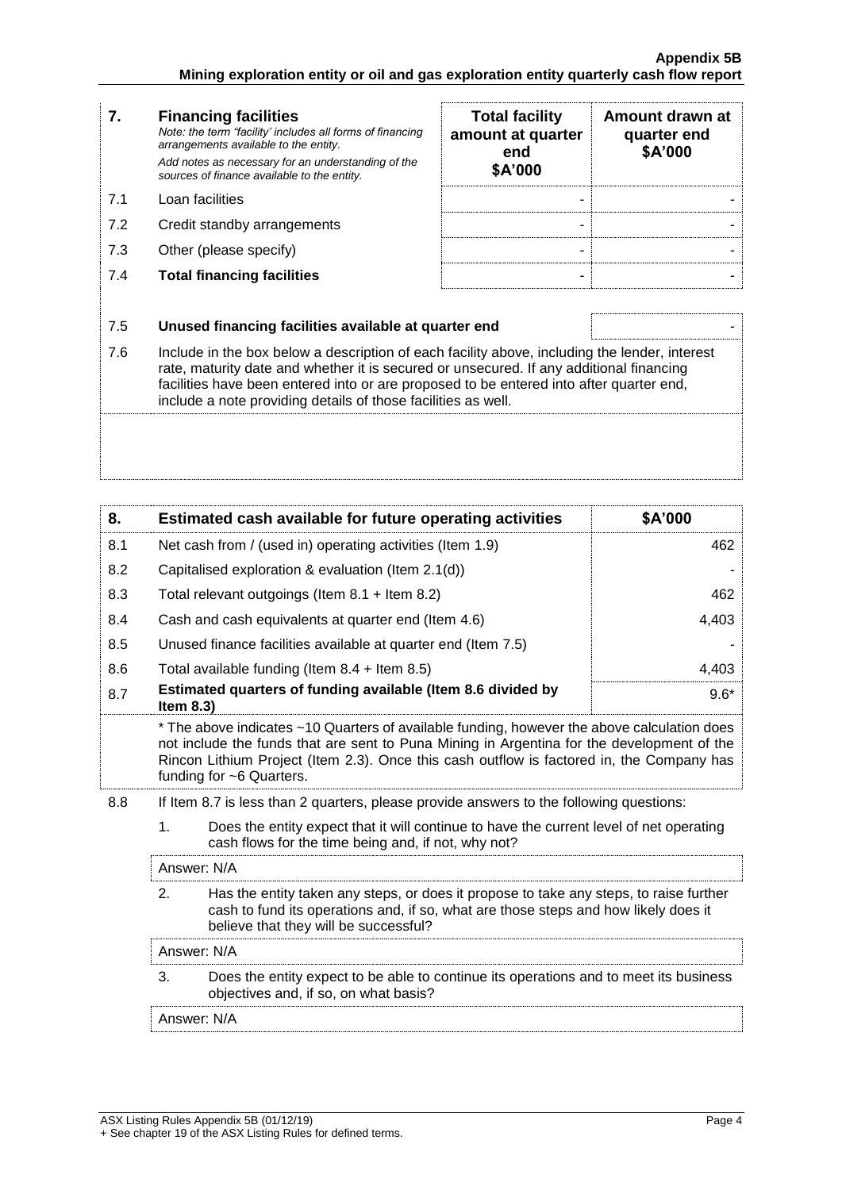| 7. | **Financing facilities** *Note: the term "facility' includes all forms of financing arrangements available to the entity.* *Add notes as necessary for an understanding of the sources of finance available to the entity.* | **Total facility amount at quarter end \$A'000** | **Amount drawn at quarter end \$A'000** |
|---|---|---|---|
| 7.1 | Loan facilities | - | - |
| 7.2 | Credit standby arrangements | - | - |
| 7.3 | Other (please specify) | - | - |
| 7.4 | **Total financing facilities** | - | - |

| | | |
|---|---|---|
| 7.5 | **Unused financing facilities available at quarter end** | - |

7.6 Include in the box below a description of each facility above, including the lender, interest rate, maturity date and whether it is secured or unsecured. If any additional financing facilities have been entered into or are proposed to be entered into after quarter end, include a note providing details of those facilities as well.

| 8. | **Estimated cash available for future operating activities** | **\$A'000** |
|---|---|---|
| 8.1 | Net cash from / (used in) operating activities (Item 1.9) | 462 |
| 8.2 | Capitalised exploration & evaluation (Item 2.1(d)) | - |
| 8.3 | Total relevant outgoings (Item 8.1 + Item 8.2) | 462 |
| 8.4 | Cash and cash equivalents at quarter end (Item 4.6) | 4,403 |
| 8.5 | Unused finance facilities available at quarter end (Item 7.5) | - |
| 8.6 | Total available funding (Item 8.4 + Item 8.5) | 4,403 |
| 8.7 | **Estimated quarters of funding available (Item 8.6 divided by Item 8.3)** | 9.6* |

* The above indicates ~10 Quarters of available funding, however the above calculation does not include the funds that are sent to Puna Mining in Argentina for the development of the Rincon Lithium Project (Item 2.3). Once this cash outflow is factored in, the Company has funding for ~6 Quarters.

8.8 If Item 8.7 is less than 2 quarters, please provide answers to the following questions:

1. Does the entity expect that it will continue to have the current level of net operating cash flows for the time being and, if not, why not?

Answer: N/A

2. Has the entity taken any steps, or does it propose to take any steps, to raise further cash to fund its operations and, if so, what are those steps and how likely does it believe that they will be successful?

Answer: N/A

3. Does the entity expect to be able to continue its operations and to meet its business objectives and, if so, on what basis?

Answer: N/A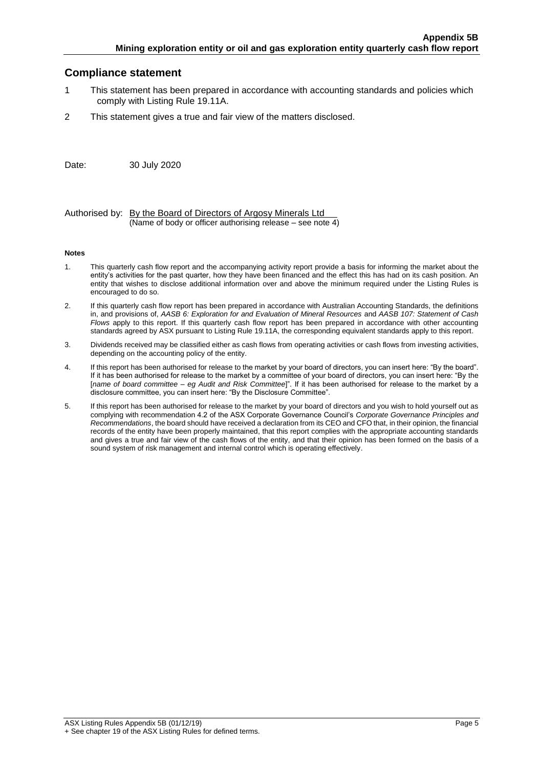## Compliance statement

1. This statement has been prepared in accordance with accounting standards and policies which comply with Listing Rule 19.11A.
2. This statement gives a true and fair view of the matters disclosed.

Date: 30 July 2020

Authorised by: By the Board of Directors of Argosy Minerals Ltd
(Name of body or officer authorising release – see note 4)

**Notes**

1. This quarterly cash flow report and the accompanying activity report provide a basis for informing the market about the entity's activities for the past quarter, how they have been financed and the effect this has had on its cash position. An entity that wishes to disclose additional information over and above the minimum required under the Listing Rules is encouraged to do so.
2. If this quarterly cash flow report has been prepared in accordance with Australian Accounting Standards, the definitions in, and provisions of, *AASB 6: Exploration for and Evaluation of Mineral Resources* and *AASB 107: Statement of Cash Flows* apply to this report. If this quarterly cash flow report has been prepared in accordance with other accounting standards agreed by ASX pursuant to Listing Rule 19.11A, the corresponding equivalent standards apply to this report.
3. Dividends received may be classified either as cash flows from operating activities or cash flows from investing activities, depending on the accounting policy of the entity.
4. If this report has been authorised for release to the market by your board of directors, you can insert here: "By the board". If it has been authorised for release to the market by a committee of your board of directors, you can insert here: "By the [*name of board committee – eg Audit and Risk Committee*]". If it has been authorised for release to the market by a disclosure committee, you can insert here: "By the Disclosure Committee".
5. If this report has been authorised for release to the market by your board of directors and you wish to hold yourself out as complying with recommendation 4.2 of the ASX Corporate Governance Council's *Corporate Governance Principles and Recommendations*, the board should have received a declaration from its CEO and CFO that, in their opinion, the financial records of the entity have been properly maintained, that this report complies with the appropriate accounting standards and gives a true and fair view of the cash flows of the entity, and that their opinion has been formed on the basis of a sound system of risk management and internal control which is operating effectively.